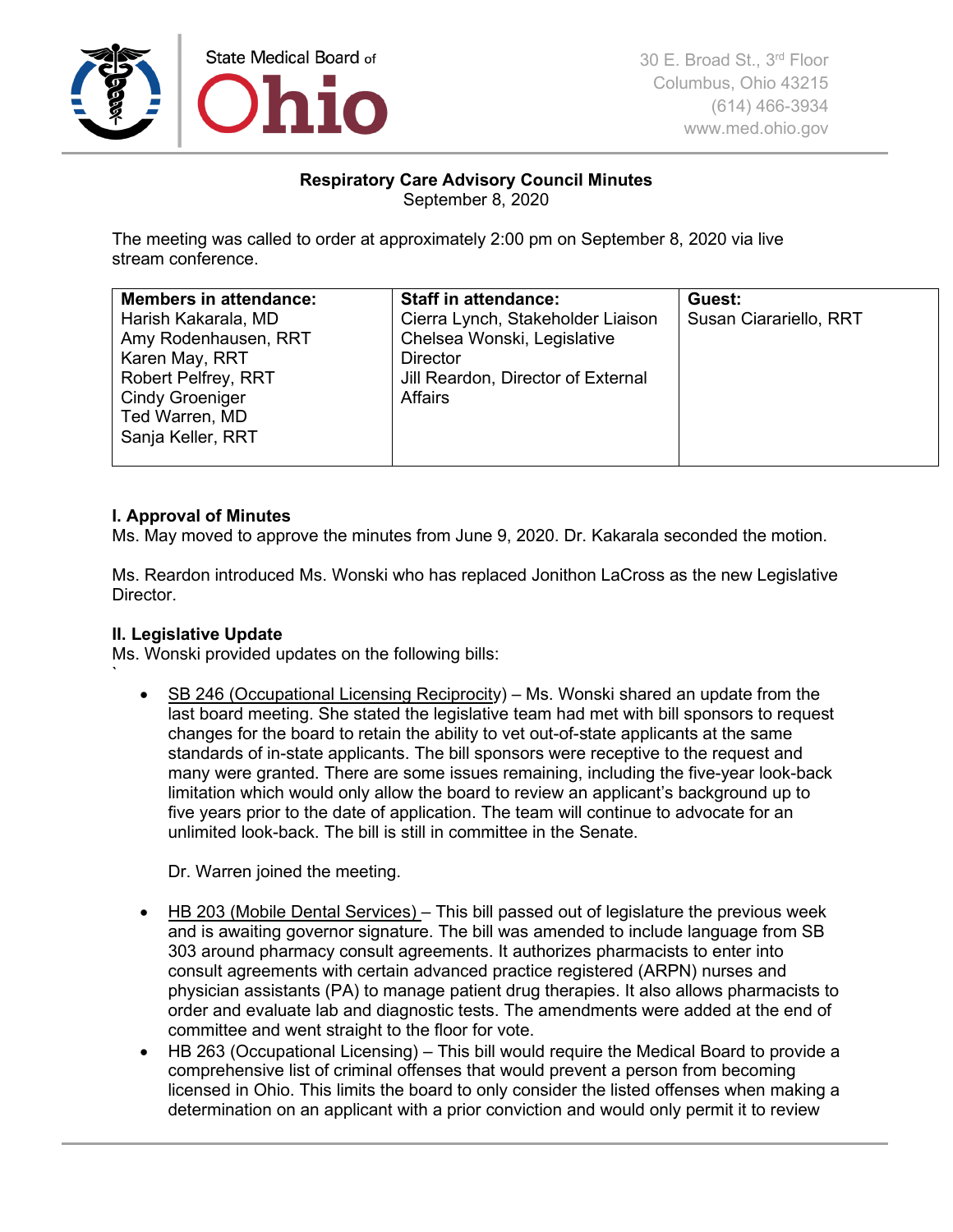State Medical Board of Ohio

30 E. Broad St., 3rd Floor
Columbus, Ohio 43215
(614) 466-3934
www.med.ohio.gov

**Respiratory Care Advisory Council Minutes**
September 8, 2020

The meeting was called to order at approximately 2:00 pm on September 8, 2020 via live stream conference.

| Members in attendance: | Staff in attendance: | Guest: |
|---|---|---|
| Harish Kakarala, MD<br>Amy Rodenhausen, RRT<br>Karen May, RRT<br>Robert Pelfrey, RRT<br>Cindy Groeniger<br>Ted Warren, MD<br>Sanja Keller, RRT | Cierra Lynch, Stakeholder Liaison<br>Chelsea Wonski, Legislative Director<br>Jill Reardon, Director of External Affairs | Susan Ciarariello, RRT |

**I. Approval of Minutes**
Ms. May moved to approve the minutes from June 9, 2020. Dr. Kakarala seconded the motion.

Ms. Reardon introduced Ms. Wonski who has replaced Jonithon LaCross as the new Legislative Director.

**II. Legislative Update**
Ms. Wonski provided updates on the following bills:

- SB 246 (Occupational Licensing Reciprocity) – Ms. Wonski shared an update from the last board meeting. She stated the legislative team had met with bill sponsors to request changes for the board to retain the ability to vet out-of-state applicants at the same standards of in-state applicants. The bill sponsors were receptive to the request and many were granted. There are some issues remaining, including the five-year look-back limitation which would only allow the board to review an applicant's background up to five years prior to the date of application. The team will continue to advocate for an unlimited look-back. The bill is still in committee in the Senate.

  Dr. Warren joined the meeting.

- HB 203 (Mobile Dental Services) – This bill passed out of legislature the previous week and is awaiting governor signature. The bill was amended to include language from SB 303 around pharmacy consult agreements. It authorizes pharmacists to enter into consult agreements with certain advanced practice registered (ARPN) nurses and physician assistants (PA) to manage patient drug therapies. It also allows pharmacists to order and evaluate lab and diagnostic tests. The amendments were added at the end of committee and went straight to the floor for vote.
- HB 263 (Occupational Licensing) – This bill would require the Medical Board to provide a comprehensive list of criminal offenses that would prevent a person from becoming licensed in Ohio. This limits the board to only consider the listed offenses when making a determination on an applicant with a prior conviction and would only permit it to review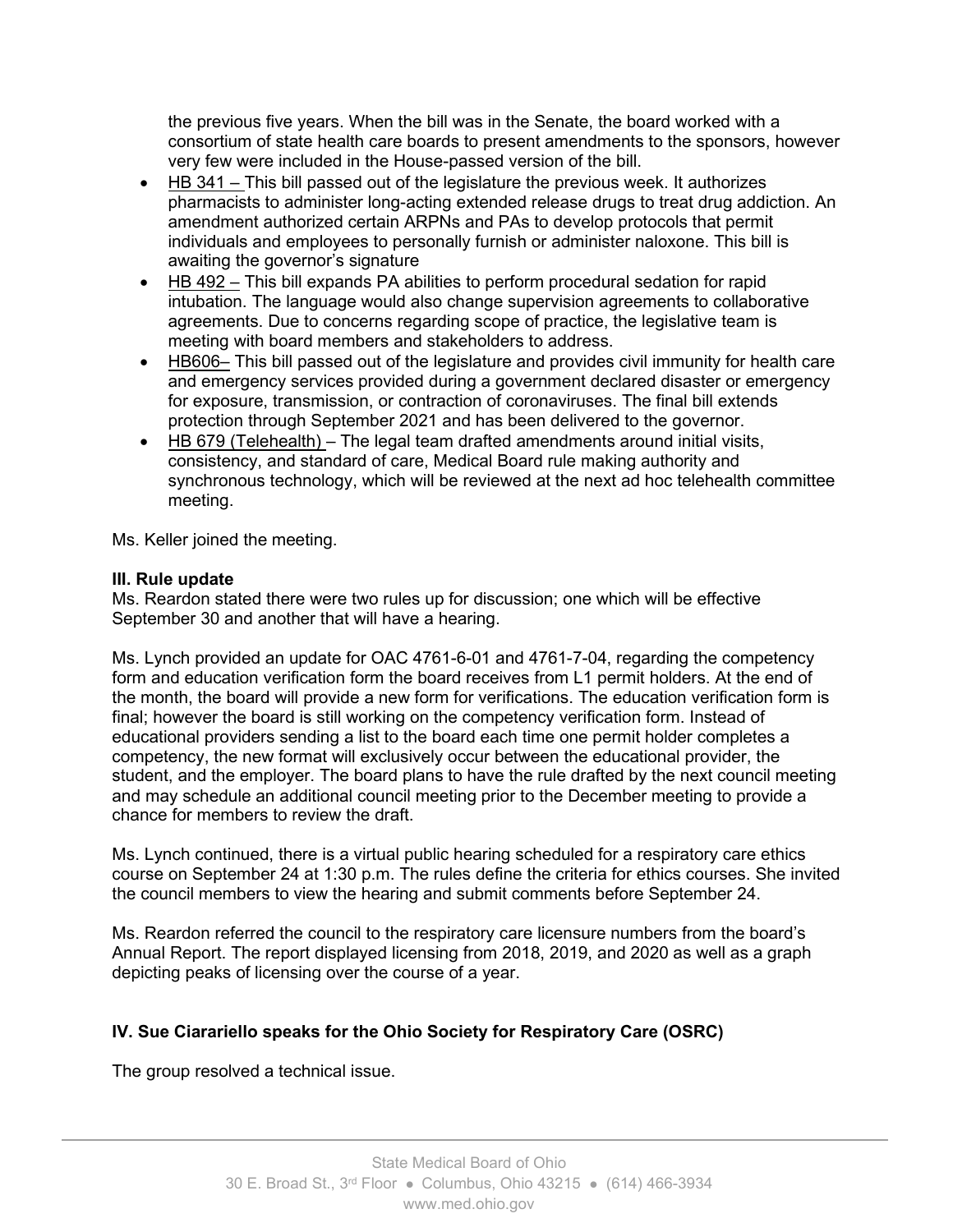the previous five years. When the bill was in the Senate, the board worked with a consortium of state health care boards to present amendments to the sponsors, however very few were included in the House-passed version of the bill.

- HB 341 – This bill passed out of the legislature the previous week. It authorizes pharmacists to administer long-acting extended release drugs to treat drug addiction. An amendment authorized certain ARPNs and PAs to develop protocols that permit individuals and employees to personally furnish or administer naloxone. This bill is awaiting the governor's signature
- HB 492 – This bill expands PA abilities to perform procedural sedation for rapid intubation. The language would also change supervision agreements to collaborative agreements. Due to concerns regarding scope of practice, the legislative team is meeting with board members and stakeholders to address.
- HB606– This bill passed out of the legislature and provides civil immunity for health care and emergency services provided during a government declared disaster or emergency for exposure, transmission, or contraction of coronaviruses. The final bill extends protection through September 2021 and has been delivered to the governor.
- HB 679 (Telehealth) – The legal team drafted amendments around initial visits, consistency, and standard of care, Medical Board rule making authority and synchronous technology, which will be reviewed at the next ad hoc telehealth committee meeting.

Ms. Keller joined the meeting.

**III. Rule update**

Ms. Reardon stated there were two rules up for discussion; one which will be effective September 30 and another that will have a hearing.

Ms. Lynch provided an update for OAC 4761-6-01 and 4761-7-04, regarding the competency form and education verification form the board receives from L1 permit holders. At the end of the month, the board will provide a new form for verifications. The education verification form is final; however the board is still working on the competency verification form. Instead of educational providers sending a list to the board each time one permit holder completes a competency, the new format will exclusively occur between the educational provider, the student, and the employer. The board plans to have the rule drafted by the next council meeting and may schedule an additional council meeting prior to the December meeting to provide a chance for members to review the draft.

Ms. Lynch continued, there is a virtual public hearing scheduled for a respiratory care ethics course on September 24 at 1:30 p.m. The rules define the criteria for ethics courses. She invited the council members to view the hearing and submit comments before September 24.

Ms. Reardon referred the council to the respiratory care licensure numbers from the board's Annual Report. The report displayed licensing from 2018, 2019, and 2020 as well as a graph depicting peaks of licensing over the course of a year.

**IV. Sue Ciarariello speaks for the Ohio Society for Respiratory Care (OSRC)**

The group resolved a technical issue.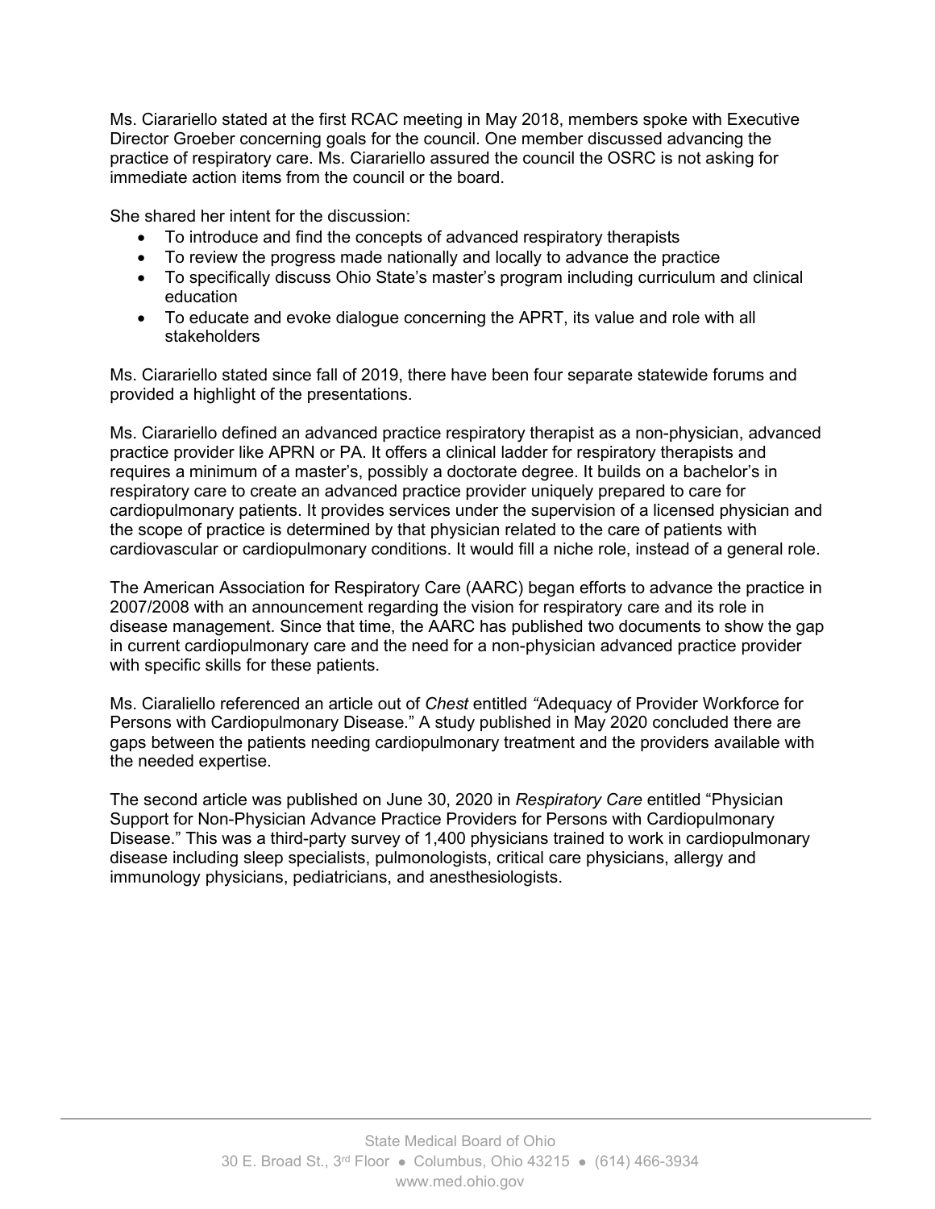Ms. Ciarariello stated at the first RCAC meeting in May 2018, members spoke with Executive Director Groeber concerning goals for the council. One member discussed advancing the practice of respiratory care. Ms. Ciarariello assured the council the OSRC is not asking for immediate action items from the council or the board.

She shared her intent for the discussion:

- To introduce and find the concepts of advanced respiratory therapists
- To review the progress made nationally and locally to advance the practice
- To specifically discuss Ohio State's master's program including curriculum and clinical education
- To educate and evoke dialogue concerning the APRT, its value and role with all stakeholders

Ms. Ciarariello stated since fall of 2019, there have been four separate statewide forums and provided a highlight of the presentations.

Ms. Ciarariello defined an advanced practice respiratory therapist as a non-physician, advanced practice provider like APRN or PA. It offers a clinical ladder for respiratory therapists and requires a minimum of a master's, possibly a doctorate degree. It builds on a bachelor's in respiratory care to create an advanced practice provider uniquely prepared to care for cardiopulmonary patients. It provides services under the supervision of a licensed physician and the scope of practice is determined by that physician related to the care of patients with cardiovascular or cardiopulmonary conditions. It would fill a niche role, instead of a general role.

The American Association for Respiratory Care (AARC) began efforts to advance the practice in 2007/2008 with an announcement regarding the vision for respiratory care and its role in disease management. Since that time, the AARC has published two documents to show the gap in current cardiopulmonary care and the need for a non-physician advanced practice provider with specific skills for these patients.

Ms. Ciaraliello referenced an article out of *Chest* entitled "Adequacy of Provider Workforce for Persons with Cardiopulmonary Disease." A study published in May 2020 concluded there are gaps between the patients needing cardiopulmonary treatment and the providers available with the needed expertise.

The second article was published on June 30, 2020 in *Respiratory Care* entitled "Physician Support for Non-Physician Advance Practice Providers for Persons with Cardiopulmonary Disease." This was a third-party survey of 1,400 physicians trained to work in cardiopulmonary disease including sleep specialists, pulmonologists, critical care physicians, allergy and immunology physicians, pediatricians, and anesthesiologists.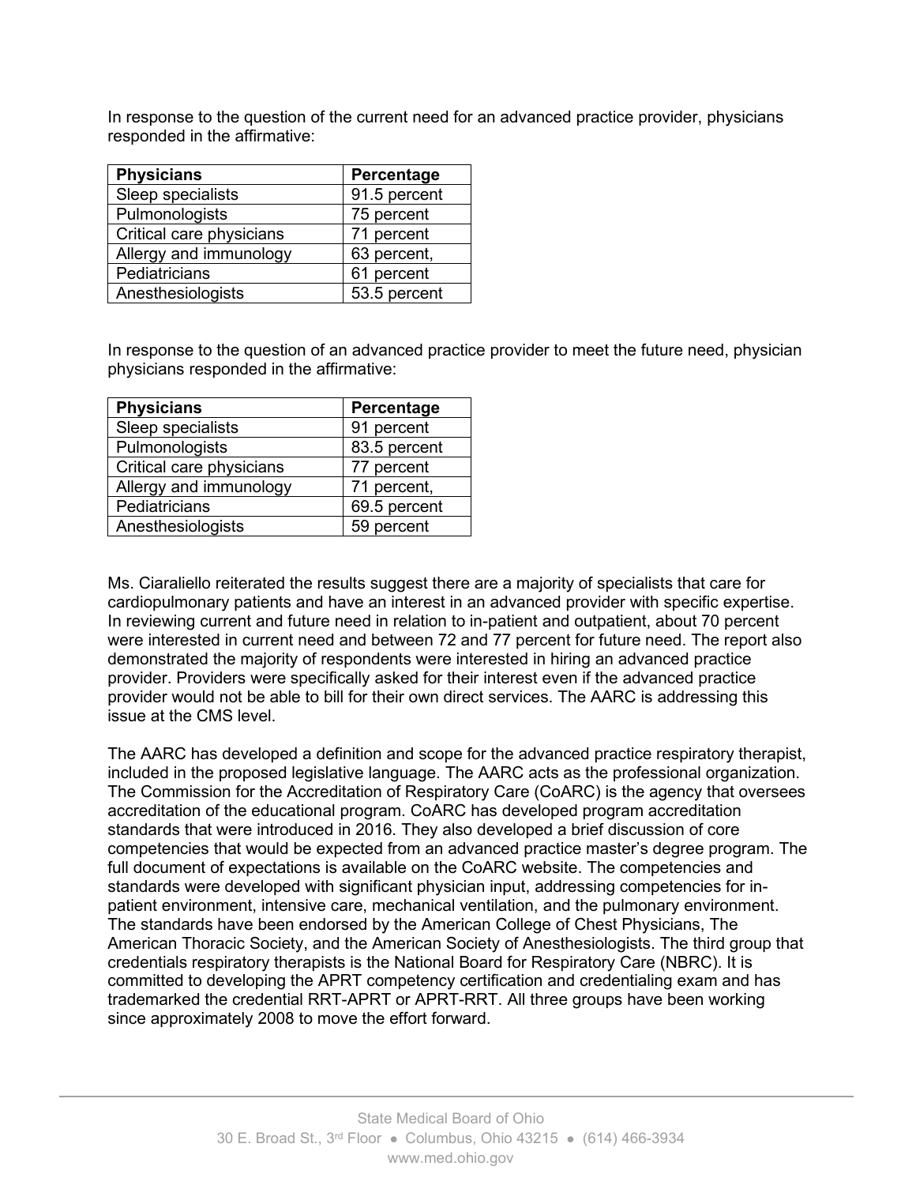In response to the question of the current need for an advanced practice provider, physicians responded in the affirmative:

| Physicians | Percentage |
| --- | --- |
| Sleep specialists | 91.5 percent |
| Pulmonologists | 75 percent |
| Critical care physicians | 71 percent |
| Allergy and immunology | 63 percent, |
| Pediatricians | 61 percent |
| Anesthesiologists | 53.5 percent |

In response to the question of an advanced practice provider to meet the future need, physician physicians responded in the affirmative:

| Physicians | Percentage |
| --- | --- |
| Sleep specialists | 91 percent |
| Pulmonologists | 83.5 percent |
| Critical care physicians | 77 percent |
| Allergy and immunology | 71 percent, |
| Pediatricians | 69.5 percent |
| Anesthesiologists | 59 percent |

Ms. Ciaraliello reiterated the results suggest there are a majority of specialists that care for cardiopulmonary patients and have an interest in an advanced provider with specific expertise. In reviewing current and future need in relation to in-patient and outpatient, about 70 percent were interested in current need and between 72 and 77 percent for future need. The report also demonstrated the majority of respondents were interested in hiring an advanced practice provider. Providers were specifically asked for their interest even if the advanced practice provider would not be able to bill for their own direct services. The AARC is addressing this issue at the CMS level.

The AARC has developed a definition and scope for the advanced practice respiratory therapist, included in the proposed legislative language. The AARC acts as the professional organization. The Commission for the Accreditation of Respiratory Care (CoARC) is the agency that oversees accreditation of the educational program. CoARC has developed program accreditation standards that were introduced in 2016. They also developed a brief discussion of core competencies that would be expected from an advanced practice master's degree program. The full document of expectations is available on the CoARC website. The competencies and standards were developed with significant physician input, addressing competencies for in-patient environment, intensive care, mechanical ventilation, and the pulmonary environment. The standards have been endorsed by the American College of Chest Physicians, The American Thoracic Society, and the American Society of Anesthesiologists. The third group that credentials respiratory therapists is the National Board for Respiratory Care (NBRC). It is committed to developing the APRT competency certification and credentialing exam and has trademarked the credential RRT-APRT or APRT-RRT. All three groups have been working since approximately 2008 to move the effort forward.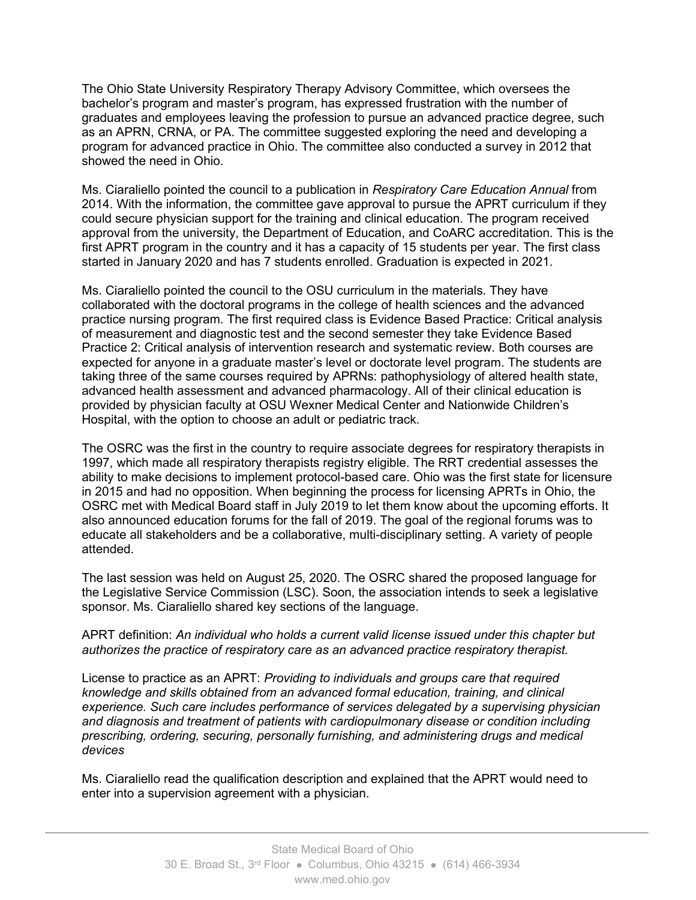The Ohio State University Respiratory Therapy Advisory Committee, which oversees the bachelor's program and master's program, has expressed frustration with the number of graduates and employees leaving the profession to pursue an advanced practice degree, such as an APRN, CRNA, or PA. The committee suggested exploring the need and developing a program for advanced practice in Ohio. The committee also conducted a survey in 2012 that showed the need in Ohio.

Ms. Ciaraliello pointed the council to a publication in *Respiratory Care Education Annual* from 2014. With the information, the committee gave approval to pursue the APRT curriculum if they could secure physician support for the training and clinical education. The program received approval from the university, the Department of Education, and CoARC accreditation. This is the first APRT program in the country and it has a capacity of 15 students per year. The first class started in January 2020 and has 7 students enrolled. Graduation is expected in 2021.

Ms. Ciaraliello pointed the council to the OSU curriculum in the materials. They have collaborated with the doctoral programs in the college of health sciences and the advanced practice nursing program. The first required class is Evidence Based Practice: Critical analysis of measurement and diagnostic test and the second semester they take Evidence Based Practice 2: Critical analysis of intervention research and systematic review. Both courses are expected for anyone in a graduate master's level or doctorate level program. The students are taking three of the same courses required by APRNs: pathophysiology of altered health state, advanced health assessment and advanced pharmacology. All of their clinical education is provided by physician faculty at OSU Wexner Medical Center and Nationwide Children's Hospital, with the option to choose an adult or pediatric track.

The OSRC was the first in the country to require associate degrees for respiratory therapists in 1997, which made all respiratory therapists registry eligible. The RRT credential assesses the ability to make decisions to implement protocol-based care. Ohio was the first state for licensure in 2015 and had no opposition. When beginning the process for licensing APRTs in Ohio, the OSRC met with Medical Board staff in July 2019 to let them know about the upcoming efforts. It also announced education forums for the fall of 2019. The goal of the regional forums was to educate all stakeholders and be a collaborative, multi-disciplinary setting. A variety of people attended.

The last session was held on August 25, 2020. The OSRC shared the proposed language for the Legislative Service Commission (LSC). Soon, the association intends to seek a legislative sponsor. Ms. Ciaraliello shared key sections of the language.

APRT definition: *An individual who holds a current valid license issued under this chapter but authorizes the practice of respiratory care as an advanced practice respiratory therapist.*

License to practice as an APRT: *Providing to individuals and groups care that required knowledge and skills obtained from an advanced formal education, training, and clinical experience. Such care includes performance of services delegated by a supervising physician and diagnosis and treatment of patients with cardiopulmonary disease or condition including prescribing, ordering, securing, personally furnishing, and administering drugs and medical devices*

Ms. Ciaraliello read the qualification description and explained that the APRT would need to enter into a supervision agreement with a physician.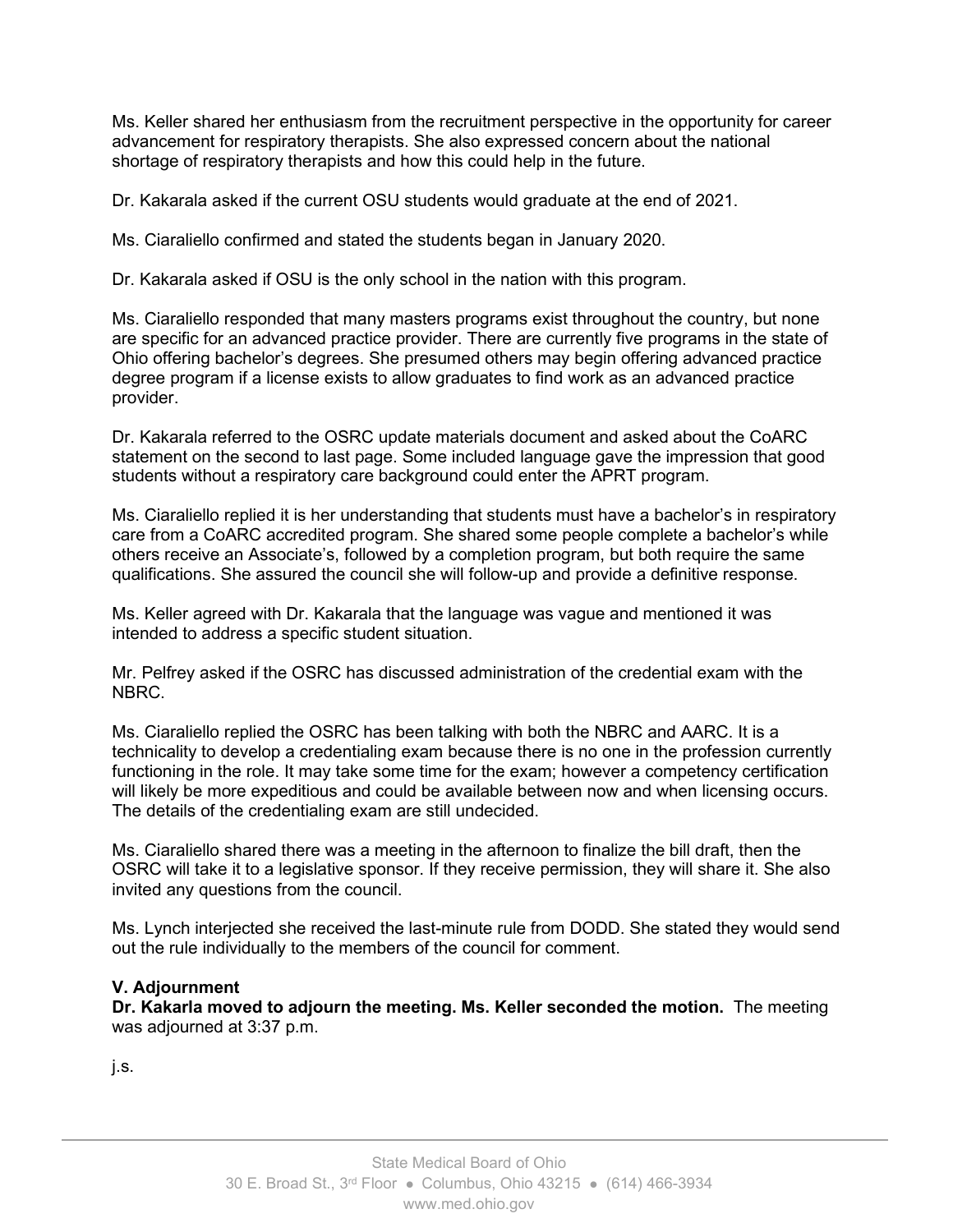Ms. Keller shared her enthusiasm from the recruitment perspective in the opportunity for career advancement for respiratory therapists. She also expressed concern about the national shortage of respiratory therapists and how this could help in the future.

Dr. Kakarala asked if the current OSU students would graduate at the end of 2021.

Ms. Ciaraliello confirmed and stated the students began in January 2020.

Dr. Kakarala asked if OSU is the only school in the nation with this program.

Ms. Ciaraliello responded that many masters programs exist throughout the country, but none are specific for an advanced practice provider. There are currently five programs in the state of Ohio offering bachelor's degrees. She presumed others may begin offering advanced practice degree program if a license exists to allow graduates to find work as an advanced practice provider.

Dr. Kakarala referred to the OSRC update materials document and asked about the CoARC statement on the second to last page. Some included language gave the impression that good students without a respiratory care background could enter the APRT program.

Ms. Ciaraliello replied it is her understanding that students must have a bachelor's in respiratory care from a CoARC accredited program. She shared some people complete a bachelor's while others receive an Associate's, followed by a completion program, but both require the same qualifications. She assured the council she will follow-up and provide a definitive response.

Ms. Keller agreed with Dr. Kakarala that the language was vague and mentioned it was intended to address a specific student situation.

Mr. Pelfrey asked if the OSRC has discussed administration of the credential exam with the NBRC.

Ms. Ciaraliello replied the OSRC has been talking with both the NBRC and AARC. It is a technicality to develop a credentialing exam because there is no one in the profession currently functioning in the role. It may take some time for the exam; however a competency certification will likely be more expeditious and could be available between now and when licensing occurs. The details of the credentialing exam are still undecided.

Ms. Ciaraliello shared there was a meeting in the afternoon to finalize the bill draft, then the OSRC will take it to a legislative sponsor. If they receive permission, they will share it. She also invited any questions from the council.

Ms. Lynch interjected she received the last-minute rule from DODD. She stated they would send out the rule individually to the members of the council for comment.

### V. Adjournment

**Dr. Kakarla moved to adjourn the meeting. Ms. Keller seconded the motion.** The meeting was adjourned at 3:37 p.m.

j.s.